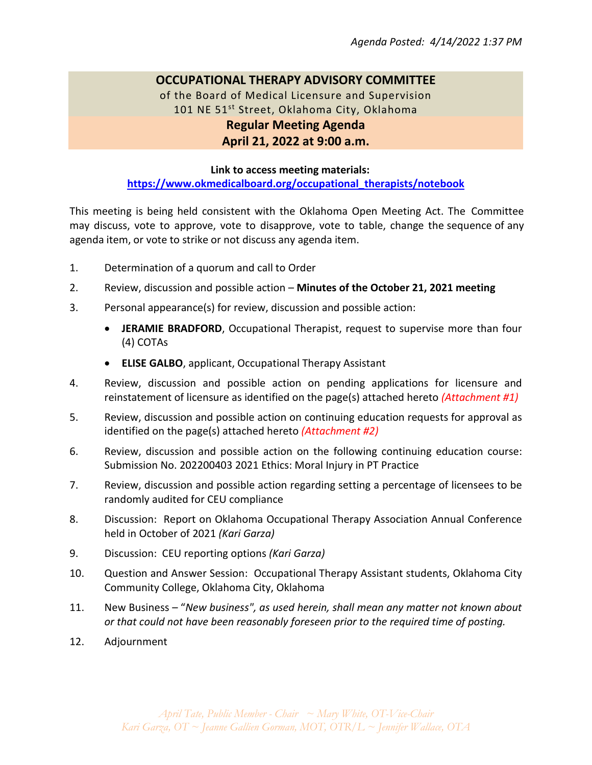*Agenda Posted: 4/14/2022 1:37 PM*

# OCCUPATIONAL THERAPY ADVISORY COMMITTEE

of the Board of Medical Licensure and Supervision
101 NE 51st Street, Oklahoma City, Oklahoma

## Regular Meeting Agenda
## April 21, 2022 at 9:00 a.m.

**Link to access meeting materials:**
**https://www.okmedicalboard.org/occupational_therapists/notebook**

This meeting is being held consistent with the Oklahoma Open Meeting Act. The Committee may discuss, vote to approve, vote to disapprove, vote to table, change the sequence of any agenda item, or vote to strike or not discuss any agenda item.

1. Determination of a quorum and call to Order
2. Review, discussion and possible action – **Minutes of the October 21, 2021 meeting**
3. Personal appearance(s) for review, discussion and possible action:
   - **JERAMIE BRADFORD**, Occupational Therapist, request to supervise more than four (4) COTAs
   - **ELISE GALBO**, applicant, Occupational Therapy Assistant
4. Review, discussion and possible action on pending applications for licensure and reinstatement of licensure as identified on the page(s) attached hereto *(Attachment #1)*
5. Review, discussion and possible action on continuing education requests for approval as identified on the page(s) attached hereto *(Attachment #2)*
6. Review, discussion and possible action on the following continuing education course: Submission No. 202200403 2021 Ethics: Moral Injury in PT Practice
7. Review, discussion and possible action regarding setting a percentage of licensees to be randomly audited for CEU compliance
8. Discussion: Report on Oklahoma Occupational Therapy Association Annual Conference held in October of 2021 *(Kari Garza)*
9. Discussion: CEU reporting options *(Kari Garza)*
10. Question and Answer Session: Occupational Therapy Assistant students, Oklahoma City Community College, Oklahoma City, Oklahoma
11. New Business – "*New business", as used herein, shall mean any matter not known about or that could not have been reasonably foreseen prior to the required time of posting.*
12. Adjournment

*April Tate, Public Member - Chair ~ Mary White, OT-Vice-Chair*
*Kari Garza, OT ~ Jeanne Gallien Gorman, MOT, OTR/L ~ Jennifer Wallace, OTA*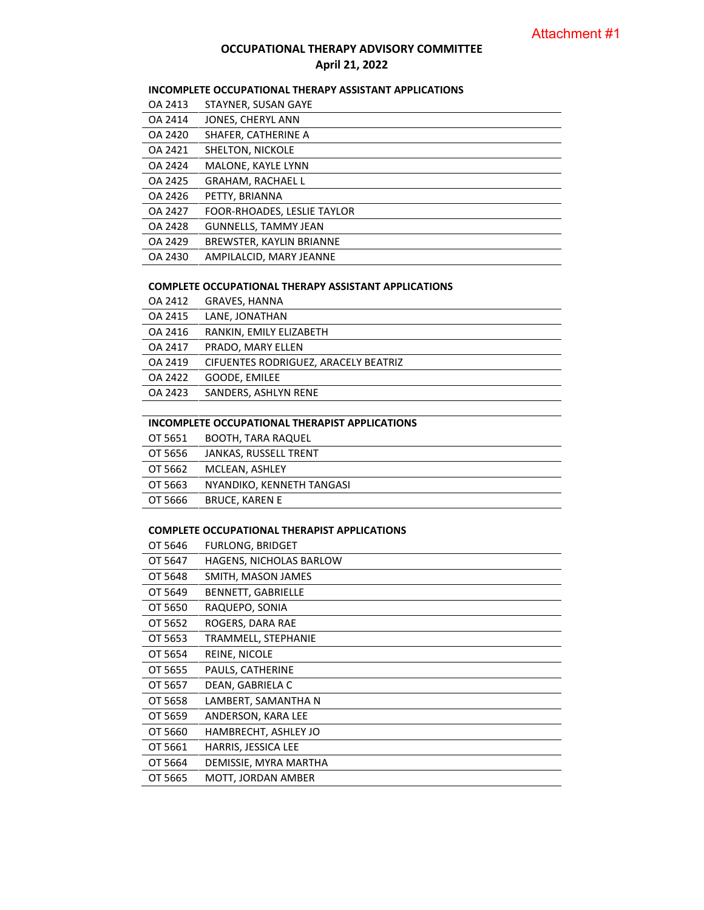Attachment #1

# OCCUPATIONAL THERAPY ADVISORY COMMITTEE
## April 21, 2022

### INCOMPLETE OCCUPATIONAL THERAPY ASSISTANT APPLICATIONS

| | |
|---|---|
| OA 2413 | STAYNER, SUSAN GAYE |
| OA 2414 | JONES, CHERYL ANN |
| OA 2420 | SHAFER, CATHERINE A |
| OA 2421 | SHELTON, NICKOLE |
| OA 2424 | MALONE, KAYLE LYNN |
| OA 2425 | GRAHAM, RACHAEL L |
| OA 2426 | PETTY, BRIANNA |
| OA 2427 | FOOR-RHOADES, LESLIE TAYLOR |
| OA 2428 | GUNNELLS, TAMMY JEAN |
| OA 2429 | BREWSTER, KAYLIN BRIANNE |
| OA 2430 | AMPILALCID, MARY JEANNE |

### COMPLETE OCCUPATIONAL THERAPY ASSISTANT APPLICATIONS

| | |
|---|---|
| OA 2412 | GRAVES, HANNA |
| OA 2415 | LANE, JONATHAN |
| OA 2416 | RANKIN, EMILY ELIZABETH |
| OA 2417 | PRADO, MARY ELLEN |
| OA 2419 | CIFUENTES RODRIGUEZ, ARACELY BEATRIZ |
| OA 2422 | GOODE, EMILEE |
| OA 2423 | SANDERS, ASHLYN RENE |

### INCOMPLETE OCCUPATIONAL THERAPIST APPLICATIONS

| | |
|---|---|
| OT 5651 | BOOTH, TARA RAQUEL |
| OT 5656 | JANKAS, RUSSELL TRENT |
| OT 5662 | MCLEAN, ASHLEY |
| OT 5663 | NYANDIKO, KENNETH TANGASI |
| OT 5666 | BRUCE, KAREN E |

### COMPLETE OCCUPATIONAL THERAPIST APPLICATIONS

| | |
|---|---|
| OT 5646 | FURLONG, BRIDGET |
| OT 5647 | HAGENS, NICHOLAS BARLOW |
| OT 5648 | SMITH, MASON JAMES |
| OT 5649 | BENNETT, GABRIELLE |
| OT 5650 | RAQUEPO, SONIA |
| OT 5652 | ROGERS, DARA RAE |
| OT 5653 | TRAMMELL, STEPHANIE |
| OT 5654 | REINE, NICOLE |
| OT 5655 | PAULS, CATHERINE |
| OT 5657 | DEAN, GABRIELA C |
| OT 5658 | LAMBERT, SAMANTHA N |
| OT 5659 | ANDERSON, KARA LEE |
| OT 5660 | HAMBRECHT, ASHLEY JO |
| OT 5661 | HARRIS, JESSICA LEE |
| OT 5664 | DEMISSIE, MYRA MARTHA |
| OT 5665 | MOTT, JORDAN AMBER |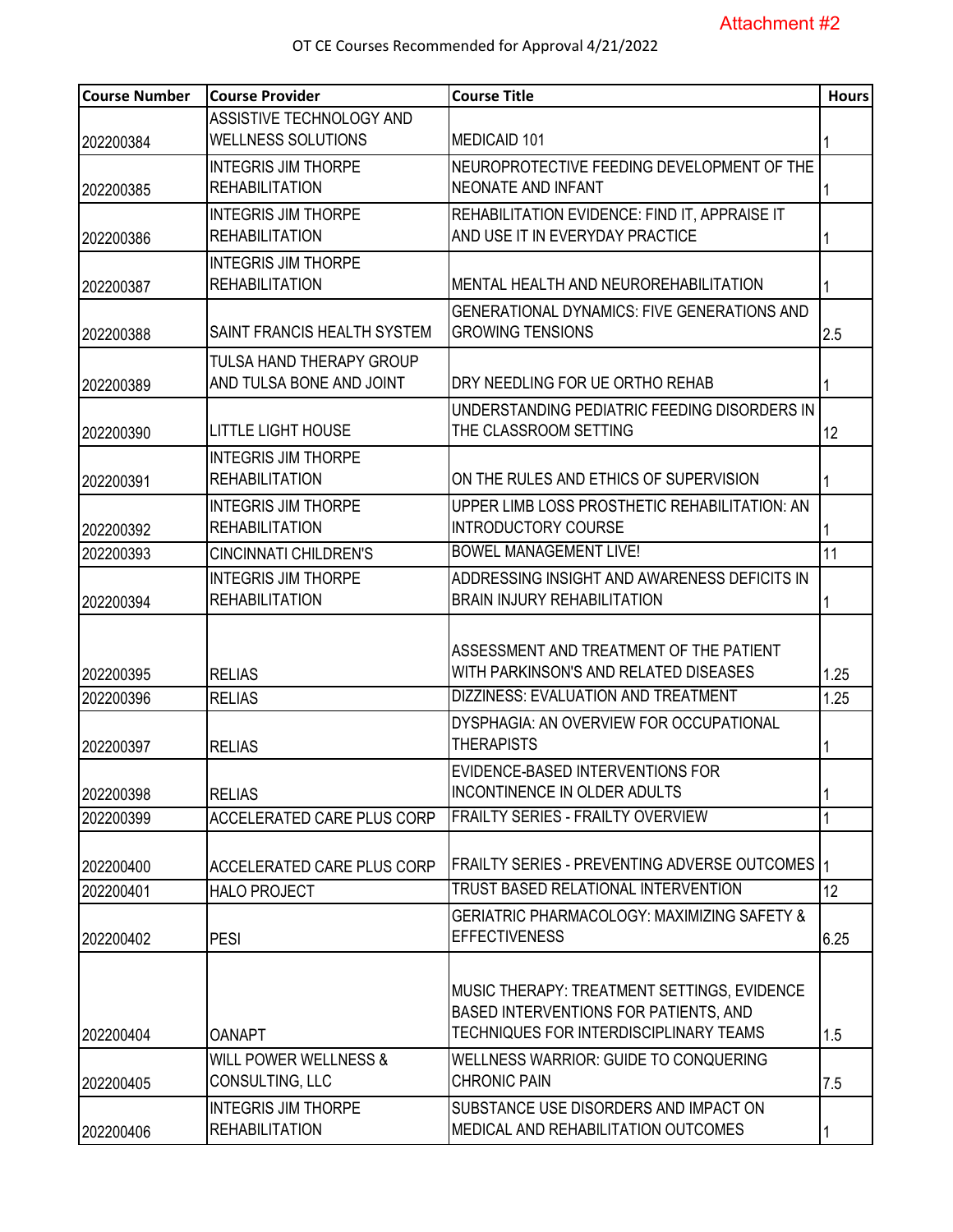Attachment #2

OT CE Courses Recommended for Approval 4/21/2022

| Course Number | Course Provider | Course Title | Hours |
|---|---|---|---|
| 202200384 | ASSISTIVE TECHNOLOGY AND WELLNESS SOLUTIONS | MEDICAID 101 | 1 |
| 202200385 | INTEGRIS JIM THORPE REHABILITATION | NEUROPROTECTIVE FEEDING DEVELOPMENT OF THE NEONATE AND INFANT | 1 |
| 202200386 | INTEGRIS JIM THORPE REHABILITATION | REHABILITATION EVIDENCE: FIND IT, APPRAISE IT AND USE IT IN EVERYDAY PRACTICE | 1 |
| 202200387 | INTEGRIS JIM THORPE REHABILITATION | MENTAL HEALTH AND NEUROREHABILITATION | 1 |
| 202200388 | SAINT FRANCIS HEALTH SYSTEM | GENERATIONAL DYNAMICS: FIVE GENERATIONS AND GROWING TENSIONS | 2.5 |
| 202200389 | TULSA HAND THERAPY GROUP AND TULSA BONE AND JOINT | DRY NEEDLING FOR UE ORTHO REHAB | 1 |
| 202200390 | LITTLE LIGHT HOUSE | UNDERSTANDING PEDIATRIC FEEDING DISORDERS IN THE CLASSROOM SETTING | 12 |
| 202200391 | INTEGRIS JIM THORPE REHABILITATION | ON THE RULES AND ETHICS OF SUPERVISION | 1 |
| 202200392 | INTEGRIS JIM THORPE REHABILITATION | UPPER LIMB LOSS PROSTHETIC REHABILITATION: AN INTRODUCTORY COURSE | 1 |
| 202200393 | CINCINNATI CHILDREN'S | BOWEL MANAGEMENT LIVE! | 11 |
| 202200394 | INTEGRIS JIM THORPE REHABILITATION | ADDRESSING INSIGHT AND AWARENESS DEFICITS IN BRAIN INJURY REHABILITATION | 1 |
| 202200395 | RELIAS | ASSESSMENT AND TREATMENT OF THE PATIENT WITH PARKINSON'S AND RELATED DISEASES | 1.25 |
| 202200396 | RELIAS | DIZZINESS: EVALUATION AND TREATMENT | 1.25 |
| 202200397 | RELIAS | DYSPHAGIA: AN OVERVIEW FOR OCCUPATIONAL THERAPISTS | 1 |
| 202200398 | RELIAS | EVIDENCE-BASED INTERVENTIONS FOR INCONTINENCE IN OLDER ADULTS | 1 |
| 202200399 | ACCELERATED CARE PLUS CORP | FRAILTY SERIES - FRAILTY OVERVIEW | 1 |
| 202200400 | ACCELERATED CARE PLUS CORP | FRAILTY SERIES - PREVENTING ADVERSE OUTCOMES | 1 |
| 202200401 | HALO PROJECT | TRUST BASED RELATIONAL INTERVENTION | 12 |
| 202200402 | PESI | GERIATRIC PHARMACOLOGY: MAXIMIZING SAFETY & EFFECTIVENESS | 6.25 |
| 202200404 | OANAPT | MUSIC THERAPY: TREATMENT SETTINGS, EVIDENCE BASED INTERVENTIONS FOR PATIENTS, AND TECHNIQUES FOR INTERDISCIPLINARY TEAMS | 1.5 |
| 202200405 | WILL POWER WELLNESS & CONSULTING, LLC | WELLNESS WARRIOR: GUIDE TO CONQUERING CHRONIC PAIN | 7.5 |
| 202200406 | INTEGRIS JIM THORPE REHABILITATION | SUBSTANCE USE DISORDERS AND IMPACT ON MEDICAL AND REHABILITATION OUTCOMES | 1 |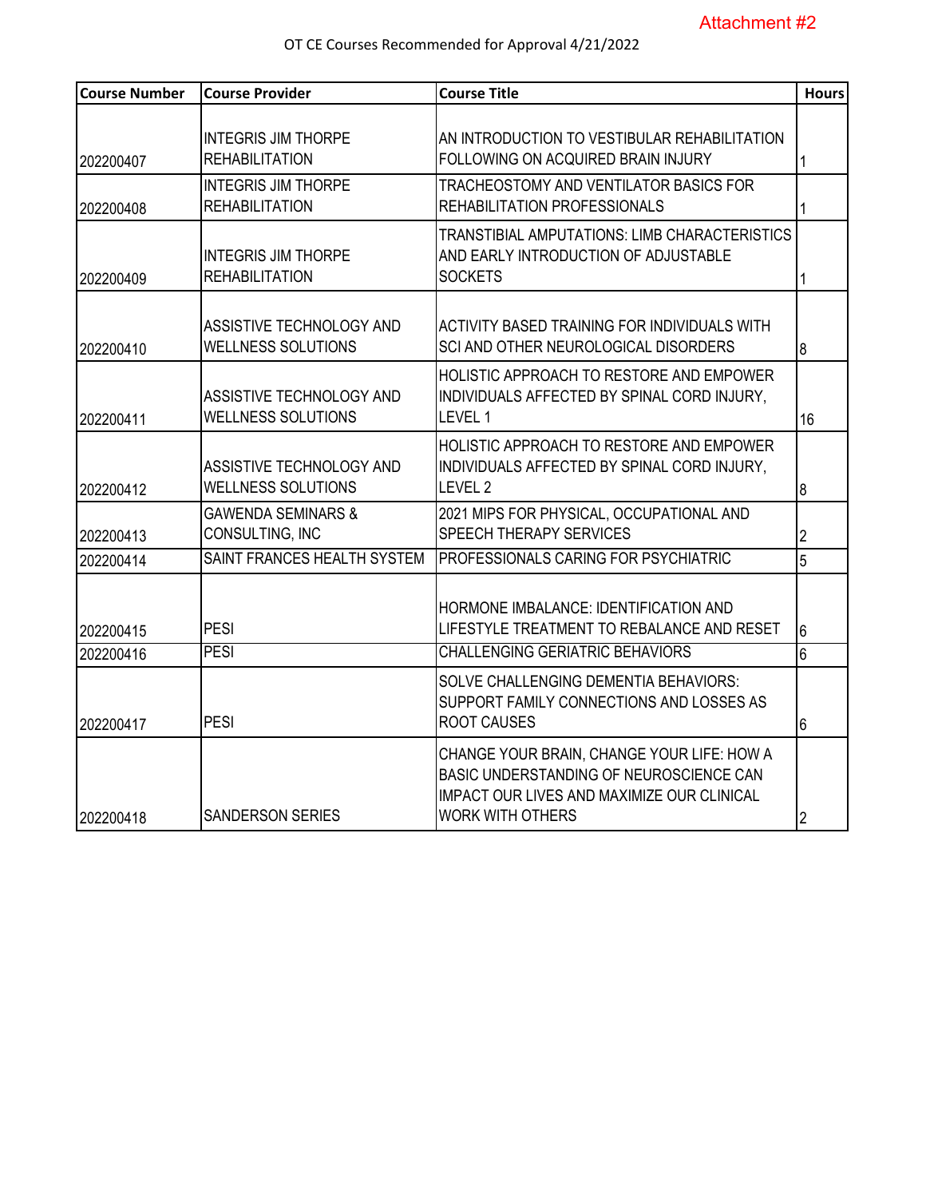Attachment #2

OT CE Courses Recommended for Approval 4/21/2022

| Course Number | Course Provider | Course Title | Hours |
|---|---|---|---|
| 202200407 | INTEGRIS JIM THORPE REHABILITATION | AN INTRODUCTION TO VESTIBULAR REHABILITATION FOLLOWING ON ACQUIRED BRAIN INJURY | 1 |
| 202200408 | INTEGRIS JIM THORPE REHABILITATION | TRACHEOSTOMY AND VENTILATOR BASICS FOR REHABILITATION PROFESSIONALS | 1 |
| 202200409 | INTEGRIS JIM THORPE REHABILITATION | TRANSTIBIAL AMPUTATIONS: LIMB CHARACTERISTICS AND EARLY INTRODUCTION OF ADJUSTABLE SOCKETS | 1 |
| 202200410 | ASSISTIVE TECHNOLOGY AND WELLNESS SOLUTIONS | ACTIVITY BASED TRAINING FOR INDIVIDUALS WITH SCI AND OTHER NEUROLOGICAL DISORDERS | 8 |
| 202200411 | ASSISTIVE TECHNOLOGY AND WELLNESS SOLUTIONS | HOLISTIC APPROACH TO RESTORE AND EMPOWER INDIVIDUALS AFFECTED BY SPINAL CORD INJURY, LEVEL 1 | 16 |
| 202200412 | ASSISTIVE TECHNOLOGY AND WELLNESS SOLUTIONS | HOLISTIC APPROACH TO RESTORE AND EMPOWER INDIVIDUALS AFFECTED BY SPINAL CORD INJURY, LEVEL 2 | 8 |
| 202200413 | GAWENDA SEMINARS & CONSULTING, INC | 2021 MIPS FOR PHYSICAL, OCCUPATIONAL AND SPEECH THERAPY SERVICES | 2 |
| 202200414 | SAINT FRANCES HEALTH SYSTEM | PROFESSIONALS CARING FOR PSYCHIATRIC | 5 |
| 202200415 | PESI | HORMONE IMBALANCE: IDENTIFICATION AND LIFESTYLE TREATMENT TO REBALANCE AND RESET | 6 |
| 202200416 | PESI | CHALLENGING GERIATRIC BEHAVIORS | 6 |
| 202200417 | PESI | SOLVE CHALLENGING DEMENTIA BEHAVIORS: SUPPORT FAMILY CONNECTIONS AND LOSSES AS ROOT CAUSES | 6 |
| 202200418 | SANDERSON SERIES | CHANGE YOUR BRAIN, CHANGE YOUR LIFE: HOW A BASIC UNDERSTANDING OF NEUROSCIENCE CAN IMPACT OUR LIVES AND MAXIMIZE OUR CLINICAL WORK WITH OTHERS | 2 |